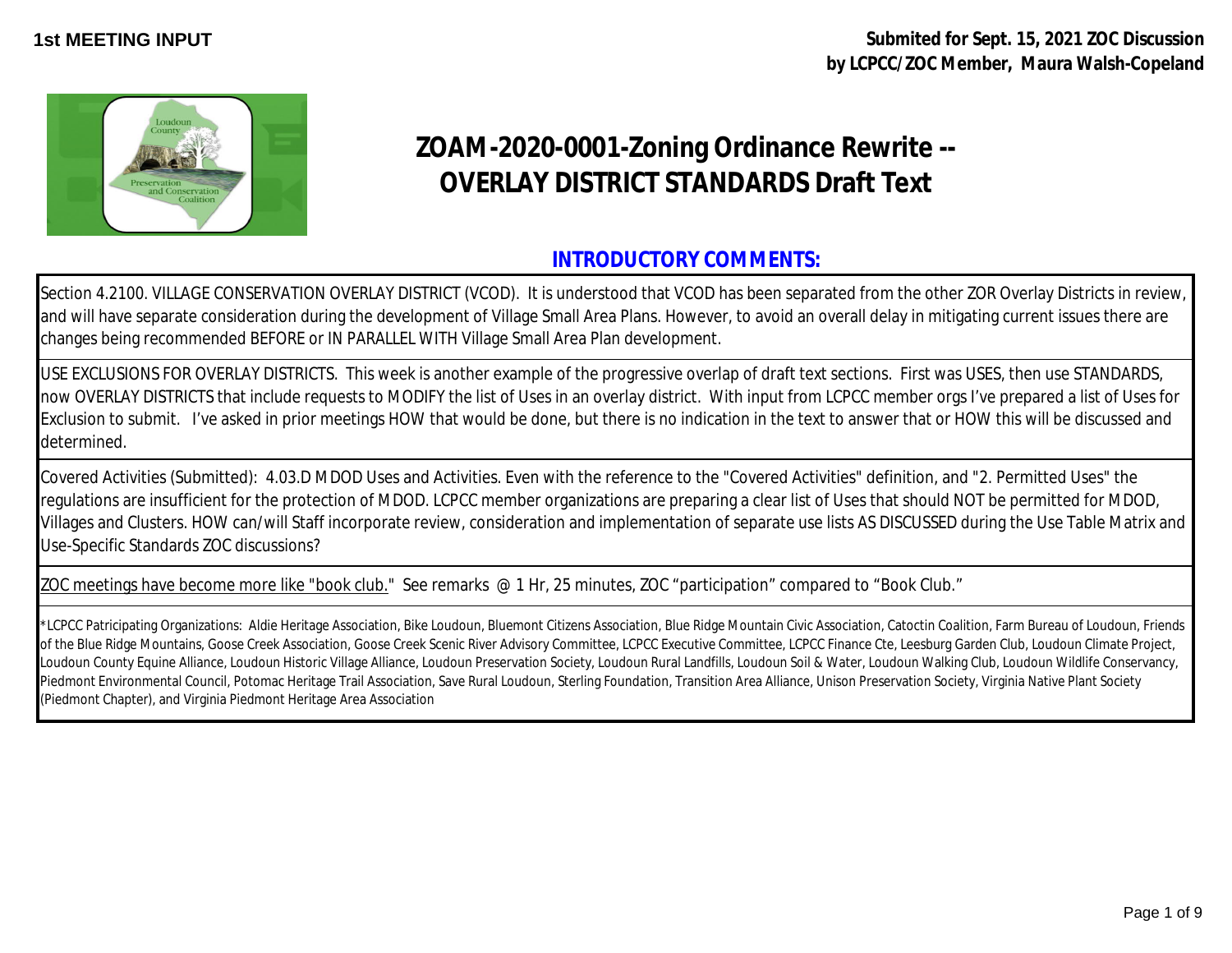**1st MEETING INPUT**

**Submited for Sept. 15, 2021 ZOC Discussion**
**by LCPCC/ZOC Member, Maura Walsh-Copeland**

# ZOAM-2020-0001-Zoning Ordinance Rewrite -- OVERLAY DISTRICT STANDARDS Draft Text

## INTRODUCTORY COMMENTS:

Section 4.2100. VILLAGE CONSERVATION OVERLAY DISTRICT (VCOD). It is understood that VCOD has been separated from the other ZOR Overlay Districts in review, and will have separate consideration during the development of Village Small Area Plans. However, to avoid an overall delay in mitigating current issues there are changes being recommended BEFORE or IN PARALLEL WITH Village Small Area Plan development.

USE EXCLUSIONS FOR OVERLAY DISTRICTS. This week is another example of the progressive overlap of draft text sections. First was USES, then use STANDARDS, now OVERLAY DISTRICTS that include requests to MODIFY the list of Uses in an overlay district. With input from LCPCC member orgs I've prepared a list of Uses for Exclusion to submit. I've asked in prior meetings HOW that would be done, but there is no indication in the text to answer that or HOW this will be discussed and determined.

Covered Activities (Submitted): 4.03.D MDOD Uses and Activities. Even with the reference to the "Covered Activities" definition, and "2. Permitted Uses" the regulations are insufficient for the protection of MDOD. LCPCC member organizations are preparing a clear list of Uses that should NOT be permitted for MDOD, Villages and Clusters. HOW can/will Staff incorporate review, consideration and implementation of separate use lists AS DISCUSSED during the Use Table Matrix and Use-Specific Standards ZOC discussions?

<u>ZOC meetings have become more like "book club."</u> See remarks @ 1 Hr, 25 minutes, ZOC "participation" compared to "Book Club."

*LCPCC Patricipating Organizations: Aldie Heritage Association, Bike Loudoun, Bluemont Citizens Association, Blue Ridge Mountain Civic Association, Catoctin Coalition, Farm Bureau of Loudoun, Friends of the Blue Ridge Mountains, Goose Creek Association, Goose Creek Scenic River Advisory Committee, LCPCC Executive Committee, LCPCC Finance Cte, Leesburg Garden Club, Loudoun Climate Project, Loudoun County Equine Alliance, Loudoun Historic Village Alliance, Loudoun Preservation Society, Loudoun Rural Landfills, Loudoun Soil & Water, Loudoun Walking Club, Loudoun Wildlife Conservancy, Piedmont Environmental Council, Potomac Heritage Trail Association, Save Rural Loudoun, Sterling Foundation, Transition Area Alliance, Unison Preservation Society, Virginia Native Plant Society (Piedmont Chapter), and Virginia Piedmont Heritage Area Association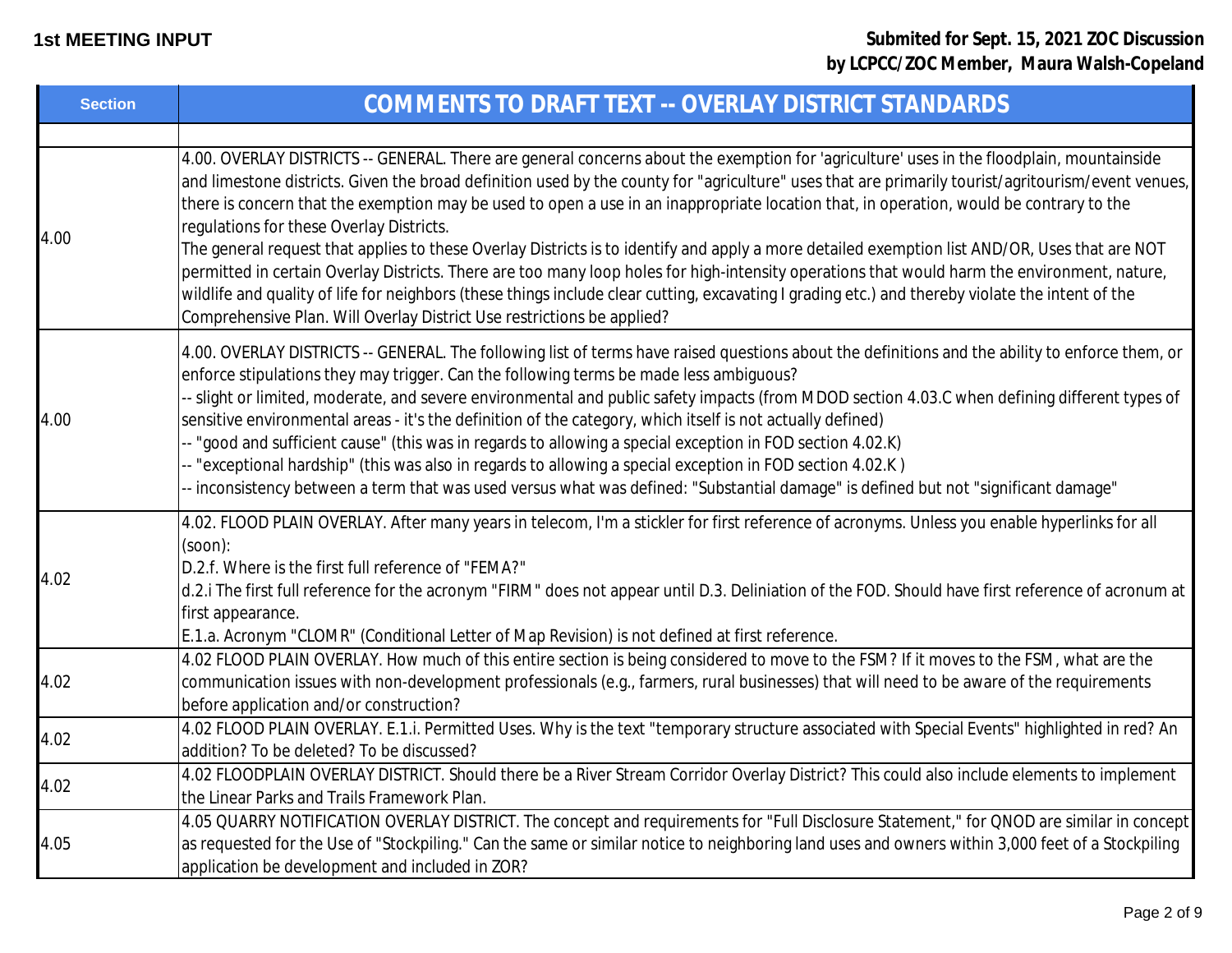**1st MEETING INPUT**

**Submited for Sept. 15, 2021 ZOC Discussion by LCPCC/ZOC Member, Maura Walsh-Copeland**

| Section | COMMENTS TO DRAFT TEXT -- OVERLAY DISTRICT STANDARDS |
|---|---|
| | |
| 4.00 | 4.00. OVERLAY DISTRICTS -- GENERAL. There are general concerns about the exemption for 'agriculture' uses in the floodplain, mountainside and limestone districts. Given the broad definition used by the county for "agriculture" uses that are primarily tourist/agritourism/event venues, there is concern that the exemption may be used to open a use in an inappropriate location that, in operation, would be contrary to the regulations for these Overlay Districts.<br>The general request that applies to these Overlay Districts is to identify and apply a more detailed exemption list AND/OR, Uses that are NOT permitted in certain Overlay Districts. There are too many loop holes for high-intensity operations that would harm the environment, nature, wildlife and quality of life for neighbors (these things include clear cutting, excavating I grading etc.) and thereby violate the intent of the Comprehensive Plan. Will Overlay District Use restrictions be applied? |
| 4.00 | 4.00. OVERLAY DISTRICTS -- GENERAL. The following list of terms have raised questions about the definitions and the ability to enforce them, or enforce stipulations they may trigger. Can the following terms be made less ambiguous?<br>-- slight or limited, moderate, and severe environmental and public safety impacts (from MDOD section 4.03.C when defining different types of sensitive environmental areas - it's the definition of the category, which itself is not actually defined)<br>-- "good and sufficient cause" (this was in regards to allowing a special exception in FOD section 4.02.K)<br>-- "exceptional hardship" (this was also in regards to allowing a special exception in FOD section 4.02.K )<br>-- inconsistency between a term that was used versus what was defined: "Substantial damage" is defined but not "significant damage" |
| 4.02 | 4.02. FLOOD PLAIN OVERLAY. After many years in telecom, I'm a stickler for first reference of acronyms. Unless you enable hyperlinks for all (soon):<br>D.2.f. Where is the first full reference of "FEMA?"<br>d.2.i The first full reference for the acronym "FIRM" does not appear until D.3. Deliniation of the FOD. Should have first reference of acronum at first appearance.<br>E.1.a. Acronym "CLOMR" (Conditional Letter of Map Revision) is not defined at first reference. |
| 4.02 | 4.02 FLOOD PLAIN OVERLAY. How much of this entire section is being considered to move to the FSM? If it moves to the FSM, what are the communication issues with non-development professionals (e.g., farmers, rural businesses) that will need to be aware of the requirements before application and/or construction? |
| 4.02 | 4.02 FLOOD PLAIN OVERLAY. E.1.i. Permitted Uses. Why is the text "temporary structure associated with Special Events" highlighted in red? An addition? To be deleted? To be discussed? |
| 4.02 | 4.02 FLOODPLAIN OVERLAY DISTRICT. Should there be a River Stream Corridor Overlay District? This could also include elements to implement the Linear Parks and Trails Framework Plan. |
| 4.05 | 4.05 QUARRY NOTIFICATION OVERLAY DISTRICT. The concept and requirements for "Full Disclosure Statement," for QNOD are similar in concept as requested for the Use of "Stockpiling." Can the same or similar notice to neighboring land uses and owners within 3,000 feet of a Stockpiling application be development and included in ZOR? |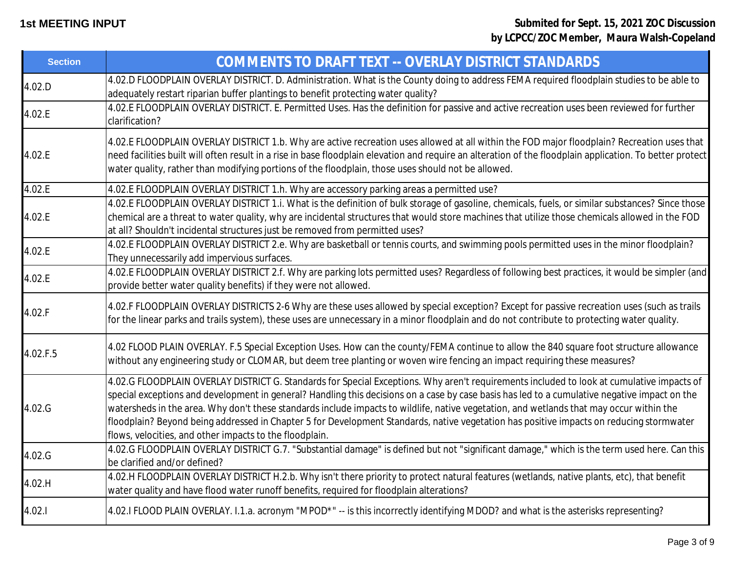**1st MEETING INPUT**

**Submited for Sept. 15, 2021 ZOC Discussion**
**by LCPCC/ZOC Member, Maura Walsh-Copeland**

| Section | COMMENTS TO DRAFT TEXT -- OVERLAY DISTRICT STANDARDS |
|---|---|
| 4.02.D | 4.02.D FLOODPLAIN OVERLAY DISTRICT. D. Administration. What is the County doing to address FEMA required floodplain studies to be able to adequately restart riparian buffer plantings to benefit protecting water quality? |
| 4.02.E | 4.02.E FLOODPLAIN OVERLAY DISTRICT. E. Permitted Uses. Has the definition for passive and active recreation uses been reviewed for further clarification? |
| 4.02.E | 4.02.E FLOODPLAIN OVERLAY DISTRICT 1.b. Why are active recreation uses allowed at all within the FOD major floodplain? Recreation uses that need facilities built will often result in a rise in base floodplain elevation and require an alteration of the floodplain application. To better protect water quality, rather than modifying portions of the floodplain, those uses should not be allowed. |
| 4.02.E | 4.02.E FLOODPLAIN OVERLAY DISTRICT 1.h. Why are accessory parking areas a permitted use? |
| 4.02.E | 4.02.E FLOODPLAIN OVERLAY DISTRICT 1.i. What is the definition of bulk storage of gasoline, chemicals, fuels, or similar substances? Since those chemical are a threat to water quality, why are incidental structures that would store machines that utilize those chemicals allowed in the FOD at all? Shouldn't incidental structures just be removed from permitted uses? |
| 4.02.E | 4.02.E FLOODPLAIN OVERLAY DISTRICT 2.e. Why are basketball or tennis courts, and swimming pools permitted uses in the minor floodplain? They unnecessarily add impervious surfaces. |
| 4.02.E | 4.02.E FLOODPLAIN OVERLAY DISTRICT 2.f. Why are parking lots permitted uses? Regardless of following best practices, it would be simpler (and provide better water quality benefits) if they were not allowed. |
| 4.02.F | 4.02.F FLOODPLAIN OVERLAY DISTRICTS 2-6 Why are these uses allowed by special exception? Except for passive recreation uses (such as trails for the linear parks and trails system), these uses are unnecessary in a minor floodplain and do not contribute to protecting water quality. |
| 4.02.F.5 | 4.02 FLOOD PLAIN OVERLAY. F.5 Special Exception Uses. How can the county/FEMA continue to allow the 840 square foot structure allowance without any engineering study or CLOMAR, but deem tree planting or woven wire fencing an impact requiring these measures? |
| 4.02.G | 4.02.G FLOODPLAIN OVERLAY DISTRICT G. Standards for Special Exceptions. Why aren't requirements included to look at cumulative impacts of special exceptions and development in general? Handling this decisions on a case by case basis has led to a cumulative negative impact on the watersheds in the area. Why don't these standards include impacts to wildlife, native vegetation, and wetlands that may occur within the floodplain? Beyond being addressed in Chapter 5 for Development Standards, native vegetation has positive impacts on reducing stormwater flows, velocities, and other impacts to the floodplain. |
| 4.02.G | 4.02.G FLOODPLAIN OVERLAY DISTRICT G.7. "Substantial damage" is defined but not "significant damage," which is the term used here. Can this be clarified and/or defined? |
| 4.02.H | 4.02.H FLOODPLAIN OVERLAY DISTRICT H.2.b. Why isn't there priority to protect natural features (wetlands, native plants, etc), that benefit water quality and have flood water runoff benefits, required for floodplain alterations? |
| 4.02.I | 4.02.I FLOOD PLAIN OVERLAY. I.1.a. acronym "MPOD*" -- is this incorrectly identifying MDOD? and what is the asterisks representing? |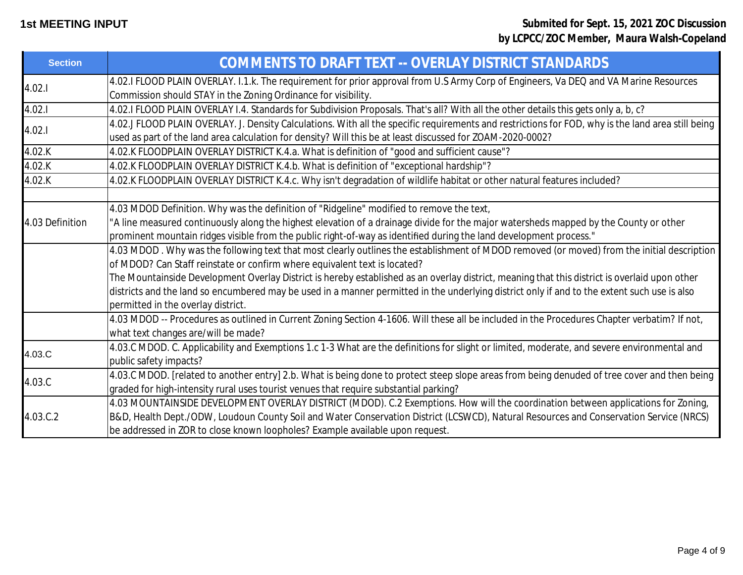**1st MEETING INPUT**

**Submited for Sept. 15, 2021 ZOC Discussion by LCPCC/ZOC Member, Maura Walsh-Copeland**

| Section | COMMENTS TO DRAFT TEXT -- OVERLAY DISTRICT STANDARDS |
|---|---|
| 4.02.I | 4.02.I FLOOD PLAIN OVERLAY. I.1.k. The requirement for prior approval from U.S Army Corp of Engineers, Va DEQ and VA Marine Resources Commission should STAY in the Zoning Ordinance for visibility. |
| 4.02.I | 4.02.I FLOOD PLAIN OVERLAY I.4. Standards for Subdivision Proposals. That's all? With all the other details this gets only a, b, c? |
| 4.02.I | 4.02.J FLOOD PLAIN OVERLAY. J. Density Calculations. With all the specific requirements and restrictions for FOD, why is the land area still being used as part of the land area calculation for density? Will this be at least discussed for ZOAM-2020-0002? |
| 4.02.K | 4.02.K FLOODPLAIN OVERLAY DISTRICT K.4.a. What is definition of "good and sufficient cause"? |
| 4.02.K | 4.02.K FLOODPLAIN OVERLAY DISTRICT K.4.b. What is definition of "exceptional hardship"? |
| 4.02.K | 4.02.K FLOODPLAIN OVERLAY DISTRICT K.4.c. Why isn't degradation of wildlife habitat or other natural features included? |
| | |
| 4.03 Definition | 4.03 MDOD Definition. Why was the definition of "Ridgeline" modified to remove the text, "A line measured continuously along the highest elevation of a drainage divide for the major watersheds mapped by the County or other prominent mountain ridges visible from the public right-of-way as identified during the land development process." |
| | 4.03 MDOD . Why was the following text that most clearly outlines the establishment of MDOD removed (or moved) from the initial description of MDOD? Can Staff reinstate or confirm where equivalent text is located? The Mountainside Development Overlay District is hereby established as an overlay district, meaning that this district is overlaid upon other districts and the land so encumbered may be used in a manner permitted in the underlying district only if and to the extent such use is also permitted in the overlay district. |
| | 4.03 MDOD -- Procedures as outlined in Current Zoning Section 4-1606. Will these all be included in the Procedures Chapter verbatim? If not, what text changes are/will be made? |
| 4.03.C | 4.03.C MDOD. C. Applicability and Exemptions 1.c 1-3 What are the definitions for slight or limited, moderate, and severe environmental and public safety impacts? |
| 4.03.C | 4.03.C MDOD. [related to another entry] 2.b. What is being done to protect steep slope areas from being denuded of tree cover and then being graded for high-intensity rural uses tourist venues that require substantial parking? |
| 4.03.C.2 | 4.03 MOUNTAINSIDE DEVELOPMENT OVERLAY DISTRICT (MDOD). C.2 Exemptions. How will the coordination between applications for Zoning, B&D, Health Dept./ODW, Loudoun County Soil and Water Conservation District (LCSWCD), Natural Resources and Conservation Service (NRCS) be addressed in ZOR to close known loopholes? Example available upon request. |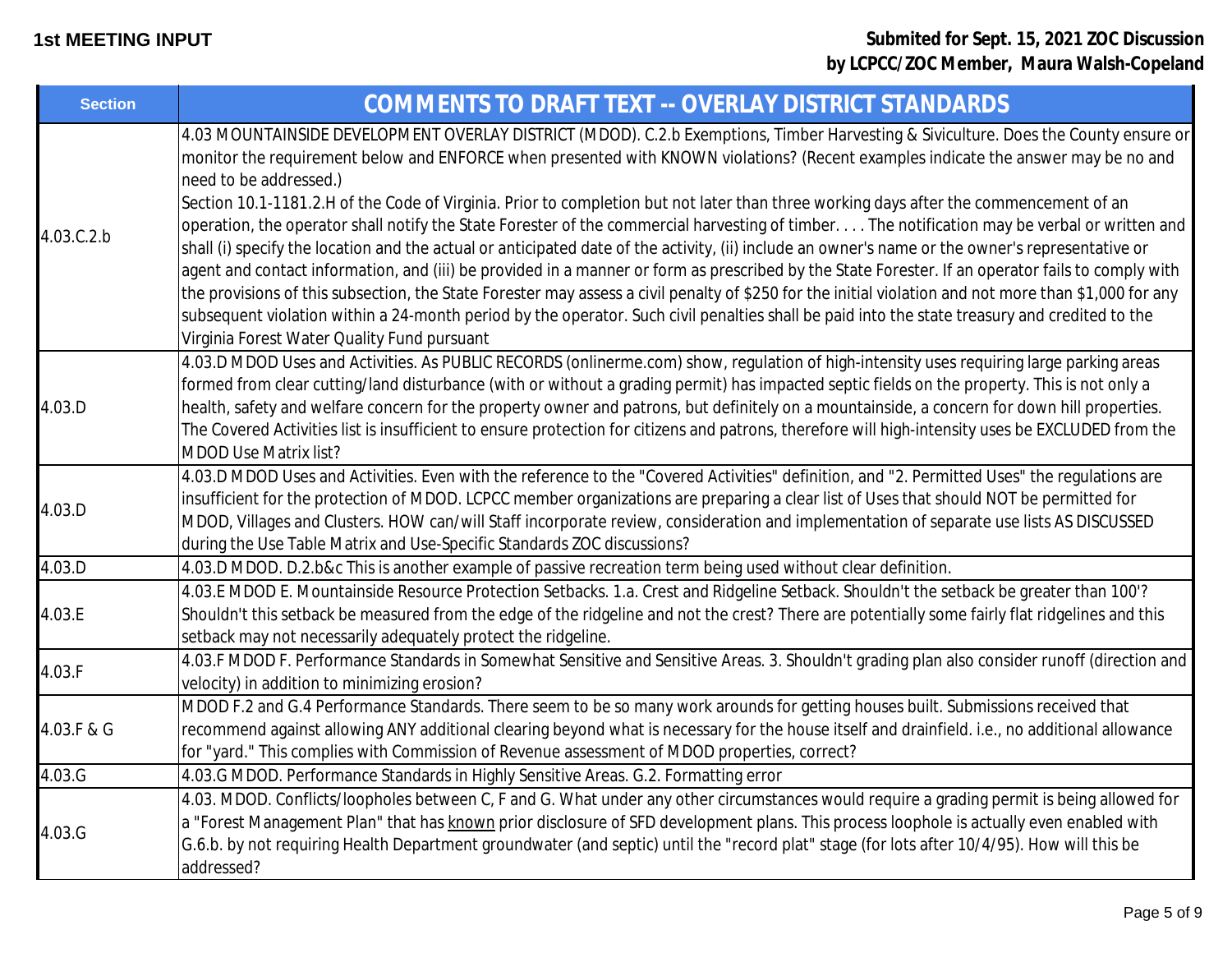**1st MEETING INPUT**

**Submited for Sept. 15, 2021 ZOC Discussion by LCPCC/ZOC Member, Maura Walsh-Copeland**

| Section | COMMENTS TO DRAFT TEXT -- OVERLAY DISTRICT STANDARDS |
|---|---|
| 4.03.C.2.b | 4.03 MOUNTAINSIDE DEVELOPMENT OVERLAY DISTRICT (MDOD). C.2.b Exemptions, Timber Harvesting & Siviculture. Does the County ensure or monitor the requirement below and ENFORCE when presented with KNOWN violations? (Recent examples indicate the answer may be no and need to be addressed.)<br>Section 10.1-1181.2.H of the Code of Virginia. Prior to completion but not later than three working days after the commencement of an operation, the operator shall notify the State Forester of the commercial harvesting of timber. . . . The notification may be verbal or written and shall (i) specify the location and the actual or anticipated date of the activity, (ii) include an owner's name or the owner's representative or agent and contact information, and (iii) be provided in a manner or form as prescribed by the State Forester. If an operator fails to comply with the provisions of this subsection, the State Forester may assess a civil penalty of $250 for the initial violation and not more than $1,000 for any subsequent violation within a 24-month period by the operator. Such civil penalties shall be paid into the state treasury and credited to the Virginia Forest Water Quality Fund pursuant |
| 4.03.D | 4.03.D MDOD Uses and Activities. As PUBLIC RECORDS (onlinerme.com) show, regulation of high-intensity uses requiring large parking areas formed from clear cutting/land disturbance (with or without a grading permit) has impacted septic fields on the property. This is not only a health, safety and welfare concern for the property owner and patrons, but definitely on a mountainside, a concern for down hill properties. The Covered Activities list is insufficient to ensure protection for citizens and patrons, therefore will high-intensity uses be EXCLUDED from the MDOD Use Matrix list? |
| 4.03.D | 4.03.D MDOD Uses and Activities. Even with the reference to the "Covered Activities" definition, and "2. Permitted Uses" the regulations are insufficient for the protection of MDOD. LCPCC member organizations are preparing a clear list of Uses that should NOT be permitted for MDOD, Villages and Clusters. HOW can/will Staff incorporate review, consideration and implementation of separate use lists AS DISCUSSED during the Use Table Matrix and Use-Specific Standards ZOC discussions? |
| 4.03.D | 4.03.D MDOD. D.2.b&c This is another example of passive recreation term being used without clear definition. |
| 4.03.E | 4.03.E MDOD E. Mountainside Resource Protection Setbacks. 1.a. Crest and Ridgeline Setback. Shouldn't the setback be greater than 100'? Shouldn't this setback be measured from the edge of the ridgeline and not the crest? There are potentially some fairly flat ridgelines and this setback may not necessarily adequately protect the ridgeline. |
| 4.03.F | 4.03.F MDOD F. Performance Standards in Somewhat Sensitive and Sensitive Areas. 3. Shouldn't grading plan also consider runoff (direction and velocity) in addition to minimizing erosion? |
| 4.03.F & G | MDOD F.2 and G.4 Performance Standards. There seem to be so many work arounds for getting houses built. Submissions received that recommend against allowing ANY additional clearing beyond what is necessary for the house itself and drainfield. i.e., no additional allowance for "yard." This complies with Commission of Revenue assessment of MDOD properties, correct? |
| 4.03.G | 4.03.G MDOD. Performance Standards in Highly Sensitive Areas. G.2. Formatting error |
| 4.03.G | 4.03. MDOD. Conflicts/loopholes between C, F and G. What under any other circumstances would require a grading permit is being allowed for a "Forest Management Plan" that has <u>known</u> prior disclosure of SFD development plans. This process loophole is actually even enabled with G.6.b. by not requiring Health Department groundwater (and septic) until the "record plat" stage (for lots after 10/4/95). How will this be addressed? |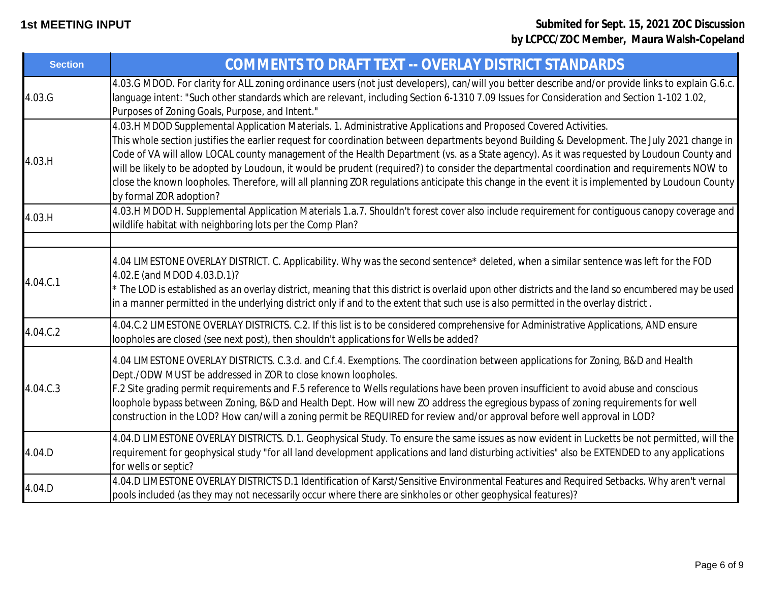**1st MEETING INPUT**

**Submited for Sept. 15, 2021 ZOC Discussion by LCPCC/ZOC Member, Maura Walsh-Copeland**

| Section | COMMENTS TO DRAFT TEXT -- OVERLAY DISTRICT STANDARDS |
|---|---|
| 4.03.G | 4.03.G MDOD. For clarity for ALL zoning ordinance users (not just developers), can/will you better describe and/or provide links to explain G.6.c. language intent: "Such other standards which are relevant, including Section 6-1310 7.09 Issues for Consideration and Section 1-102 1.02, Purposes of Zoning Goals, Purpose, and Intent." |
| 4.03.H | 4.03.H MDOD Supplemental Application Materials. 1. Administrative Applications and Proposed Covered Activities.<br>This whole section justifies the earlier request for coordination between departments beyond Building & Development. The July 2021 change in Code of VA will allow LOCAL county management of the Health Department (vs. as a State agency). As it was requested by Loudoun County and will be likely to be adopted by Loudoun, it would be prudent (required?) to consider the departmental coordination and requirements NOW to close the known loopholes. Therefore, will all planning ZOR regulations anticipate this change in the event it is implemented by Loudoun County by formal ZOR adoption? |
| 4.03.H | 4.03.H MDOD H. Supplemental Application Materials 1.a.7. Shouldn't forest cover also include requirement for contiguous canopy coverage and wildlife habitat with neighboring lots per the Comp Plan? |
| | |
| 4.04.C.1 | 4.04 LIMESTONE OVERLAY DISTRICT. C. Applicability. Why was the second sentence* deleted, when a similar sentence was left for the FOD 4.02.E (and MDOD 4.03.D.1)?<br>* The LOD is established as an overlay district, meaning that this district is overlaid upon other districts and the land so encumbered may be used in a manner permitted in the underlying district only if and to the extent that such use is also permitted in the overlay district. |
| 4.04.C.2 | 4.04.C.2 LIMESTONE OVERLAY DISTRICTS. C.2. If this list is to be considered comprehensive for Administrative Applications, AND ensure loopholes are closed (see next post), then shouldn't applications for Wells be added? |
| 4.04.C.3 | 4.04 LIMESTONE OVERLAY DISTRICTS. C.3.d. and C.f.4. Exemptions. The coordination between applications for Zoning, B&D and Health Dept./ODW MUST be addressed in ZOR to close known loopholes.<br>F.2 Site grading permit requirements and F.5 reference to Wells regulations have been proven insufficient to avoid abuse and conscious loophole bypass between Zoning, B&D and Health Dept. How will new ZO address the egregious bypass of zoning requirements for well construction in the LOD? How can/will a zoning permit be REQUIRED for review and/or approval before well approval in LOD? |
| 4.04.D | 4.04.D LIMESTONE OVERLAY DISTRICTS. D.1. Geophysical Study. To ensure the same issues as now evident in Lucketts be not permitted, will the requirement for geophysical study "for all land development applications and land disturbing activities" also be EXTENDED to any applications for wells or septic? |
| 4.04.D | 4.04.D LIMESTONE OVERLAY DISTRICTS D.1 Identification of Karst/Sensitive Environmental Features and Required Setbacks. Why aren't vernal pools included (as they may not necessarily occur where there are sinkholes or other geophysical features)? |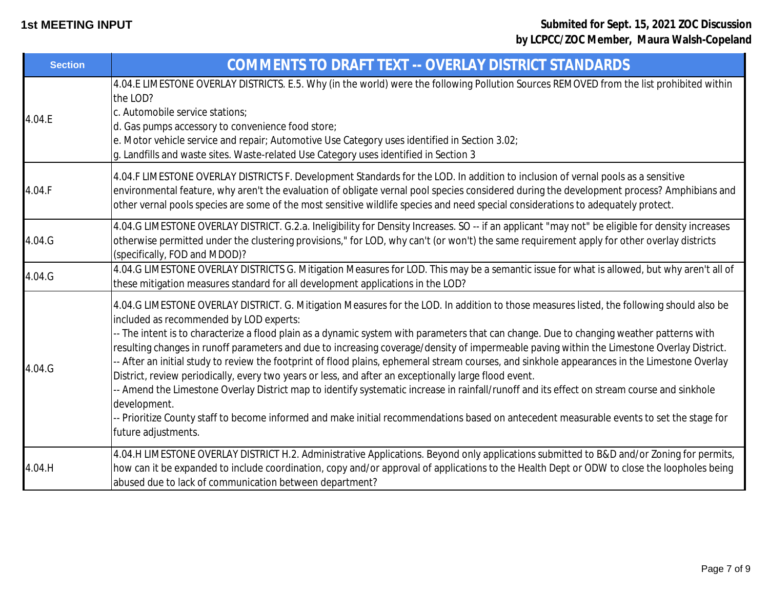**1st MEETING INPUT**

**Submited for Sept. 15, 2021 ZOC Discussion**
**by LCPCC/ZOC Member, Maura Walsh-Copeland**

| Section | COMMENTS TO DRAFT TEXT -- OVERLAY DISTRICT STANDARDS |
|---|---|
| 4.04.E | 4.04.E LIMESTONE OVERLAY DISTRICTS. E.5. Why (in the world) were the following Pollution Sources REMOVED from the list prohibited within the LOD?<br>c. Automobile service stations;<br>d. Gas pumps accessory to convenience food store;<br>e. Motor vehicle service and repair; Automotive Use Category uses identified in Section 3.02;<br>g. Landfills and waste sites. Waste-related Use Category uses identified in Section 3 |
| 4.04.F | 4.04.F LIMESTONE OVERLAY DISTRICTS F. Development Standards for the LOD. In addition to inclusion of vernal pools as a sensitive environmental feature, why aren't the evaluation of obligate vernal pool species considered during the development process? Amphibians and other vernal pools species are some of the most sensitive wildlife species and need special considerations to adequately protect. |
| 4.04.G | 4.04.G LIMESTONE OVERLAY DISTRICT. G.2.a. Ineligibility for Density Increases. SO -- if an applicant "may not" be eligible for density increases otherwise permitted under the clustering provisions," for LOD, why can't (or won't) the same requirement apply for other overlay districts (specifically, FOD and MDOD)? |
| 4.04.G | 4.04.G LIMESTONE OVERLAY DISTRICTS G. Mitigation Measures for LOD. This may be a semantic issue for what is allowed, but why aren't all of these mitigation measures standard for all development applications in the LOD? |
| 4.04.G | 4.04.G LIMESTONE OVERLAY DISTRICT. G. Mitigation Measures for the LOD. In addition to those measures listed, the following should also be included as recommended by LOD experts:<br>-- The intent is to characterize a flood plain as a dynamic system with parameters that can change. Due to changing weather patterns with resulting changes in runoff parameters and due to increasing coverage/density of impermeable paving within the Limestone Overlay District.<br>-- After an initial study to review the footprint of flood plains, ephemeral stream courses, and sinkhole appearances in the Limestone Overlay District, review periodically, every two years or less, and after an exceptionally large flood event.<br>-- Amend the Limestone Overlay District map to identify systematic increase in rainfall/runoff and its effect on stream course and sinkhole development.<br>-- Prioritize County staff to become informed and make initial recommendations based on antecedent measurable events to set the stage for future adjustments. |
| 4.04.H | 4.04.H LIMESTONE OVERLAY DISTRICT H.2. Administrative Applications. Beyond only applications submitted to B&D and/or Zoning for permits, how can it be expanded to include coordination, copy and/or approval of applications to the Health Dept or ODW to close the loopholes being abused due to lack of communication between department? |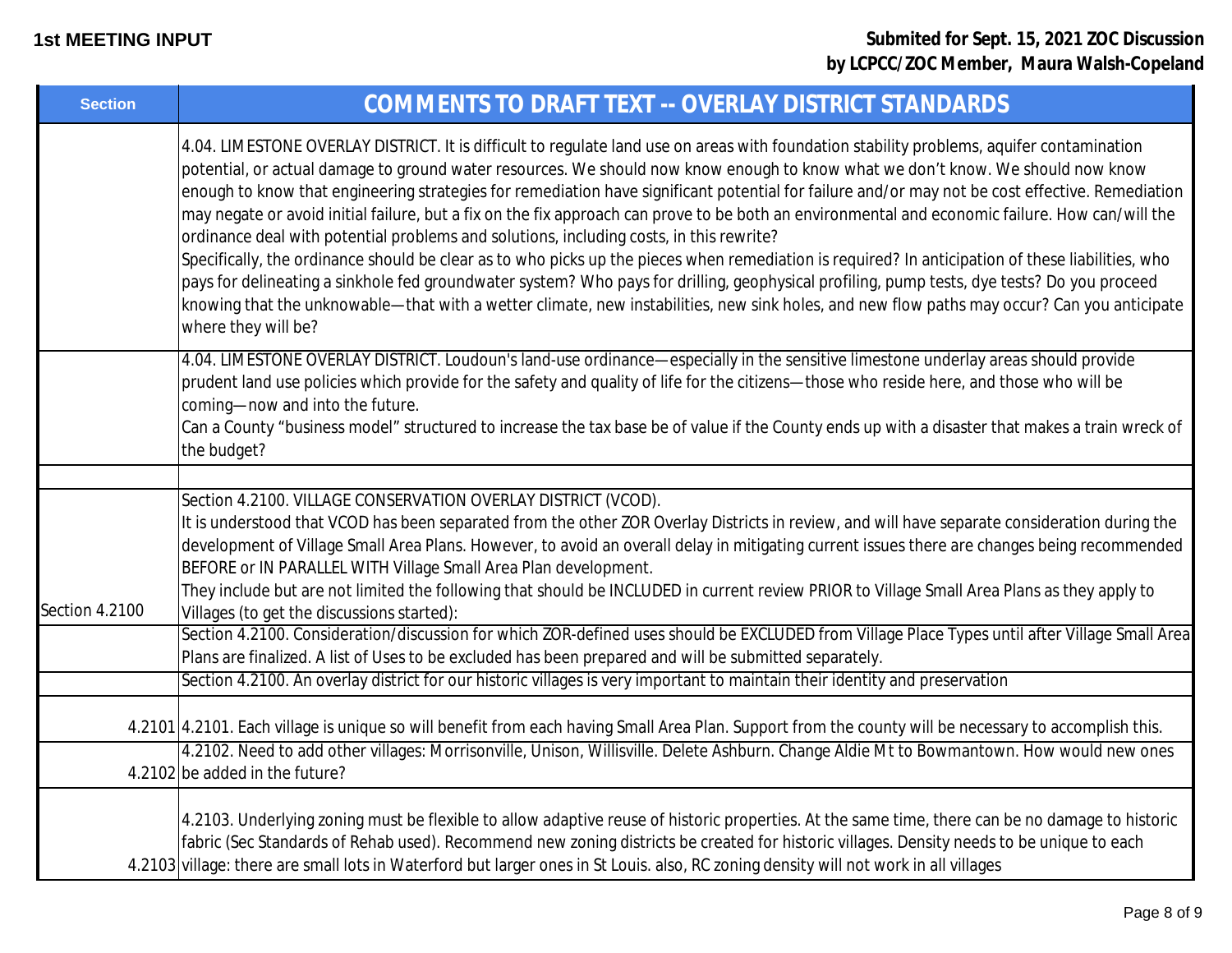**1st MEETING INPUT**

**Submited for Sept. 15, 2021 ZOC Discussion by LCPCC/ZOC Member, Maura Walsh-Copeland**

| Section | COMMENTS TO DRAFT TEXT -- OVERLAY DISTRICT STANDARDS |
|---|---|
| | 4.04. LIMESTONE OVERLAY DISTRICT. It is difficult to regulate land use on areas with foundation stability problems, aquifer contamination potential, or actual damage to ground water resources. We should now know enough to know what we don't know. We should now know enough to know that engineering strategies for remediation have significant potential for failure and/or may not be cost effective. Remediation may negate or avoid initial failure, but a fix on the fix approach can prove to be both an environmental and economic failure. How can/will the ordinance deal with potential problems and solutions, including costs, in this rewrite?<br>Specifically, the ordinance should be clear as to who picks up the pieces when remediation is required? In anticipation of these liabilities, who pays for delineating a sinkhole fed groundwater system? Who pays for drilling, geophysical profiling, pump tests, dye tests? Do you proceed knowing that the unknowable—that with a wetter climate, new instabilities, new sink holes, and new flow paths may occur? Can you anticipate where they will be? |
| | 4.04. LIMESTONE OVERLAY DISTRICT. Loudoun's land-use ordinance—especially in the sensitive limestone underlay areas should provide prudent land use policies which provide for the safety and quality of life for the citizens—those who reside here, and those who will be coming—now and into the future.<br>Can a County "business model" structured to increase the tax base be of value if the County ends up with a disaster that makes a train wreck of the budget? |
| | |
| Section 4.2100 | Section 4.2100. VILLAGE CONSERVATION OVERLAY DISTRICT (VCOD).<br>It is understood that VCOD has been separated from the other ZOR Overlay Districts in review, and will have separate consideration during the development of Village Small Area Plans. However, to avoid an overall delay in mitigating current issues there are changes being recommended BEFORE or IN PARALLEL WITH Village Small Area Plan development.<br>They include but are not limited the following that should be INCLUDED in current review PRIOR to Village Small Area Plans as they apply to Villages (to get the discussions started): |
| | Section 4.2100. Consideration/discussion for which ZOR-defined uses should be EXCLUDED from Village Place Types until after Village Small Area Plans are finalized. A list of Uses to be excluded has been prepared and will be submitted separately. |
| | Section 4.2100. An overlay district for our historic villages is very important to maintain their identity and preservation |
| 4.2101 | 4.2101. Each village is unique so will benefit from each having Small Area Plan. Support from the county will be necessary to accomplish this. |
| 4.2102 | 4.2102. Need to add other villages: Morrisonville, Unison, Willisville. Delete Ashburn. Change Aldie Mt to Bowmantown. How would new ones be added in the future? |
| 4.2103 | 4.2103. Underlying zoning must be flexible to allow adaptive reuse of historic properties. At the same time, there can be no damage to historic fabric (Sec Standards of Rehab used). Recommend new zoning districts be created for historic villages. Density needs to be unique to each village: there are small lots in Waterford but larger ones in St Louis. also, RC zoning density will not work in all villages |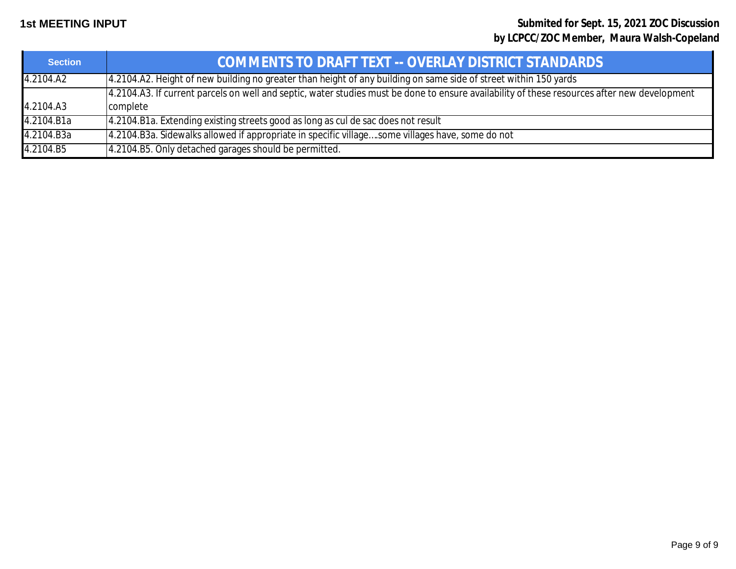**1st MEETING INPUT**

**Submited for Sept. 15, 2021 ZOC Discussion**
**by LCPCC/ZOC Member, Maura Walsh-Copeland**

| Section | COMMENTS TO DRAFT TEXT -- OVERLAY DISTRICT STANDARDS |
|---|---|
| 4.2104.A2 | 4.2104.A2. Height of new building no greater than height of any building on same side of street within 150 yards |
| 4.2104.A3 | 4.2104.A3. If current parcels on well and septic, water studies must be done to ensure availability of these resources after new development complete |
| 4.2104.B1a | 4.2104.B1a. Extending existing streets good as long as cul de sac does not result |
| 4.2104.B3a | 4.2104.B3a. Sidewalks allowed if appropriate in specific village….some villages have, some do not |
| 4.2104.B5 | 4.2104.B5. Only detached garages should be permitted. |